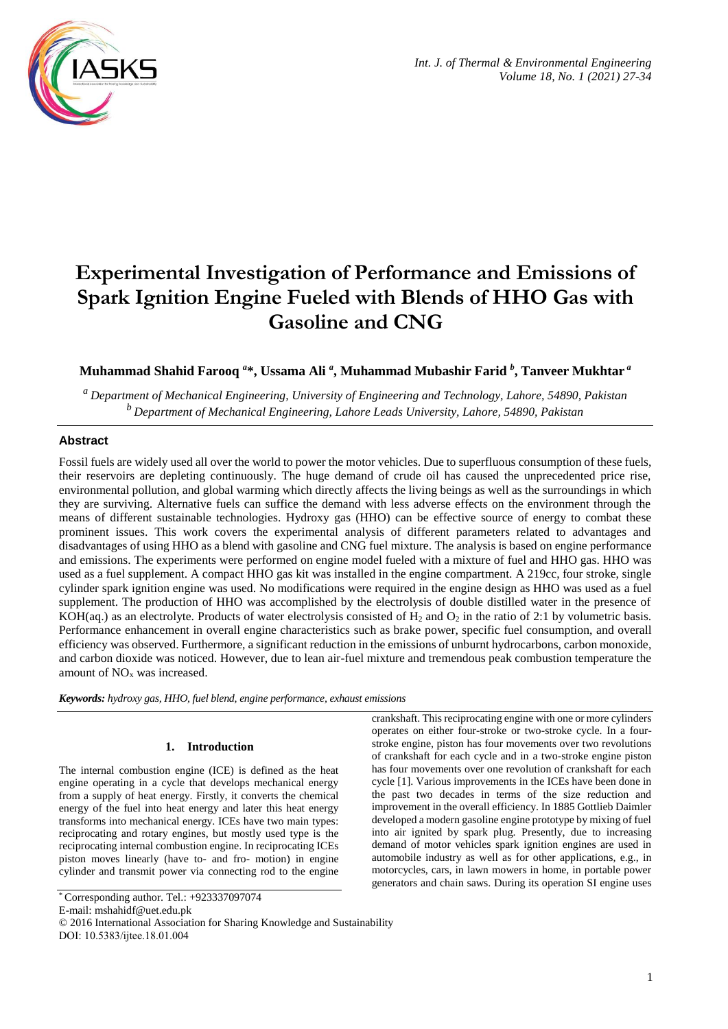# Experimental Investigation of Performance and Emissions of Spark Ignition Engine Fueled with Blends of HHO Gas with Gasoline and CNG

**Muhammad Shahid Farooq [a]*, Ussama Ali [a], Muhammad Mubashir Farid [b], Tanveer Mukhtar [a]**

*[a] Department of Mechanical Engineering, University of Engineering and Technology, Lahore, 54890, Pakistan*
*[b] Department of Mechanical Engineering, Lahore Leads University, Lahore, 54890, Pakistan*

## Abstract

Fossil fuels are widely used all over the world to power the motor vehicles. Due to superfluous consumption of these fuels, their reservoirs are depleting continuously. The huge demand of crude oil has caused the unprecedented price rise, environmental pollution, and global warming which directly affects the living beings as well as the surroundings in which they are surviving. Alternative fuels can suffice the demand with less adverse effects on the environment through the means of different sustainable technologies. Hydroxy gas (HHO) can be effective source of energy to combat these prominent issues. This work covers the experimental analysis of different parameters related to advantages and disadvantages of using HHO as a blend with gasoline and CNG fuel mixture. The analysis is based on engine performance and emissions. The experiments were performed on engine model fueled with a mixture of fuel and HHO gas. HHO was used as a fuel supplement. A compact HHO gas kit was installed in the engine compartment. A 219cc, four stroke, single cylinder spark ignition engine was used. No modifications were required in the engine design as HHO was used as a fuel supplement. The production of HHO was accomplished by the electrolysis of double distilled water in the presence of KOH(aq.) as an electrolyte. Products of water electrolysis consisted of $H_2$ and $O_2$ in the ratio of 2:1 by volumetric basis. Performance enhancement in overall engine characteristics such as brake power, specific fuel consumption, and overall efficiency was observed. Furthermore, a significant reduction in the emissions of unburnt hydrocarbons, carbon monoxide, and carbon dioxide was noticed. However, due to lean air-fuel mixture and tremendous peak combustion temperature the amount of $NO_x$ was increased.

***Keywords:*** *hydroxy gas, HHO, fuel blend, engine performance, exhaust emissions*

## 1. Introduction

The internal combustion engine (ICE) is defined as the heat engine operating in a cycle that develops mechanical energy from a supply of heat energy. Firstly, it converts the chemical energy of the fuel into heat energy and later this heat energy transforms into mechanical energy. ICEs have two main types: reciprocating and rotary engines, but mostly used type is the reciprocating internal combustion engine. In reciprocating ICEs piston moves linearly (have to- and fro- motion) in engine cylinder and transmit power via connecting rod to the engine crankshaft. This reciprocating engine with one or more cylinders operates on either four-stroke or two-stroke cycle. In a four-stroke engine, piston has four movements over two revolutions of crankshaft for each cycle and in a two-stroke engine piston has four movements over one revolution of crankshaft for each cycle [1]. Various improvements in the ICEs have been done in the past two decades in terms of the size reduction and improvement in the overall efficiency. In 1885 Gottlieb Daimler developed a modern gasoline engine prototype by mixing of fuel into air ignited by spark plug. Presently, due to increasing demand of motor vehicles spark ignition engines are used in automobile industry as well as for other applications, e.g., in motorcycles, cars, in lawn mowers in home, in portable power generators and chain saws. During its operation SI engine uses

* Corresponding author. Tel.: +923337097074
E-mail: mshahidf@uet.edu.pk
© 2016 International Association for Sharing Knowledge and Sustainability
DOI: 10.5383/ijtee.18.01.004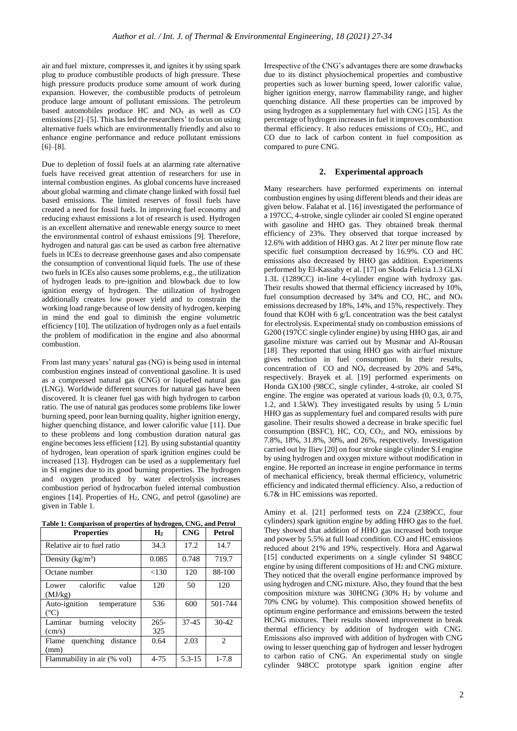air and fuel mixture, compresses it, and ignites it by using spark plug to produce combustible products of high pressure. These high pressure products produce some amount of work during expansion. However, the combustible products of petroleum produce large amount of pollutant emissions. The petroleum based automobiles produce HC and $NO_x$ as well as CO emissions [2]–[5]. This has led the researchers' to focus on using alternative fuels which are environmentally friendly and also to enhance engine performance and reduce pollutant emissions [6]–[8].

Due to depletion of fossil fuels at an alarming rate alternative fuels have received great attention of researchers for use in internal combustion engines. As global concerns have increased about global warming and climate change linked with fossil fuel based emissions. The limited reserves of fossil fuels have created a need for fossil fuels. In improving fuel economy and reducing exhaust emissions a lot of research is used. Hydrogen is an excellent alternative and renewable energy source to meet the environmental control of exhaust emissions [9]. Therefore, hydrogen and natural gas can be used as carbon free alternative fuels in ICEs to decrease greenhouse gases and also compensate the consumption of conventional liquid fuels. The use of these two fuels in ICEs also causes some problems, e.g., the utilization of hydrogen leads to pre-ignition and blowback due to low ignition energy of hydrogen. The utilization of hydrogen additionally creates low power yield and to constrain the working load range because of low density of hydrogen, keeping in mind the end goal to diminish the engine volumetric efficiency [10]. The utilization of hydrogen only as a fuel entails the problem of modification in the engine and also abnormal combustion.

From last many years' natural gas (NG) is being used in internal combustion engines instead of conventional gasoline. It is used as a compressed natural gas (CNG) or liquefied natural gas (LNG). Worldwide different sources for natural gas have been discovered. It is cleaner fuel gas with high hydrogen to carbon ratio. The use of natural gas produces some problems like lower burning speed, poor lean burning quality, higher ignition energy, higher quenching distance, and lower calorific value [11]. Due to these problems and long combustion duration natural gas engine becomes less efficient [12]. By using substantial quantity of hydrogen, lean operation of spark ignition engines could be increased [13]. Hydrogen can be used as a supplementary fuel in SI engines due to its good burning properties. The hydrogen and oxygen produced by water electrolysis increases combustion period of hydrocarbon fueled internal combustion engines [14]. Properties of $H_2$, CNG, and petrol (gasoline) are given in Table 1.

**Table 1: Comparison of properties of hydrogen, CNG, and Petrol**

| Properties | $H_2$ | CNG | Petrol |
|---|---|---|---|
| Relative air to fuel ratio | 34.3 | 17.2 | 14.7 |
| Density ($kg/m^3$) | 0.085 | 0.748 | 719.7 |
| Octane number | <130 | 120 | 88-100 |
| Lower calorific value (MJ/kg) | 120 | 50 | 120 |
| Auto-ignition temperature (°C) | 536 | 600 | 501-744 |
| Laminar burning velocity (cm/s) | 265-325 | 37-45 | 30-42 |
| Flame quenching distance (mm) | 0.64 | 2.03 | 2 |
| Flammability in air (% vol) | 4-75 | 5.3-15 | 1-7.8 |

Irrespective of the CNG's advantages there are some drawbacks due to its distinct physiochemical properties and combustive properties such as lower burning speed, lower calorific value, higher ignition energy, narrow flammability range, and higher quenching distance. All these properties can be improved by using hydrogen as a supplementary fuel with CNG [15]. As the percentage of hydrogen increases in fuel it improves combustion thermal efficiency. It also reduces emissions of $CO_2$, HC, and CO due to lack of carbon content in fuel composition as compared to pure CNG.

## 2. Experimental approach

Many researchers have performed experiments on internal combustion engines by using different blends and their ideas are given below. Falahat et al. [16] investigated the performance of a 197CC, 4-stroke, single cylinder air cooled SI engine operated with gasoline and HHO gas. They obtained break thermal efficiency of 23%. They observed that torque increased by 12.6% with addition of HHO gas. At 2 liter per minute flow rate specific fuel consumption decreased by 16.9%. CO and HC emissions also decreased by HHO gas addition. Experiments performed by El-Kassaby et al. [17] on Skoda Felicia 1.3 GLXi 1.3L (1289CC) in-line 4-cylinder engine with hydroxy gas. Their results showed that thermal efficiency increased by 10%, fuel consumption decreased by 34% and CO, HC, and $NO_x$ emissions decreased by 18%, 14%, and 15%, respectively. They found that KOH with 6 g/L concentration was the best catalyst for electrolysis. Experimental study on combustion emissions of G200 (197CC single cylinder engine) by using HHO gas, air and gasoline mixture was carried out by Musmar and Al-Rousan [18]. They reported that using HHO gas with air/fuel mixture gives reduction in fuel consumption. In their results, concentration of CO and $NO_x$ decreased by 20% and 54%, respectively. Brayek et al. [19] performed experiments on Honda GX100 (98CC, single cylinder, 4-stroke, air cooled SI engine. The engine was operated at various loads (0, 0.3, 0.75, 1.2, and 1.5kW). They investigated results by using 5 L/min HHO gas as supplementary fuel and compared results with pure gasoline. Their results showed a decrease in brake specific fuel consumption (BSFC), HC, CO, $CO_2$, and $NO_x$ emissions by 7.8%, 18%, 31.8%, 30%, and 26%, respectively. Investigation carried out by Iliev [20] on four stroke single cylinder S.I engine by using hydrogen and oxygen mixture without modification in engine. He reported an increase in engine performance in terms of mechanical efficiency, break thermal efficiency, volumetric efficiency and indicated thermal efficiency. Also, a reduction of 6.7& in HC emissions was reported.

Aminy et al. [21] performed tests on Z24 (2389CC, four cylinders) spark ignition engine by adding HHO gas to the fuel. They showed that addition of HHO gas increased both torque and power by 5.5% at full load condition. CO and HC emissions reduced about 21% and 19%, respectively. Hora and Agarwal [15] conducted experiments on a single cylinder SI 948CC engine by using different compositions of $H_2$ and CNG mixture. They noticed that the overall engine performance improved by using hydrogen and CNG mixture. Also, they found that the best composition mixture was 30HCNG (30% $H_2$ by volume and 70% CNG by volume). This composition showed benefits of optimum engine performance and emissions between the tested HCNG mixtures. Their results showed improvement in break thermal efficiency by addition of hydrogen with CNG. Emissions also improved with addition of hydrogen with CNG owing to lesser quenching gap of hydrogen and lesser hydrogen to carbon ratio of CNG. An experimental study on single cylinder 948CC prototype spark ignition engine after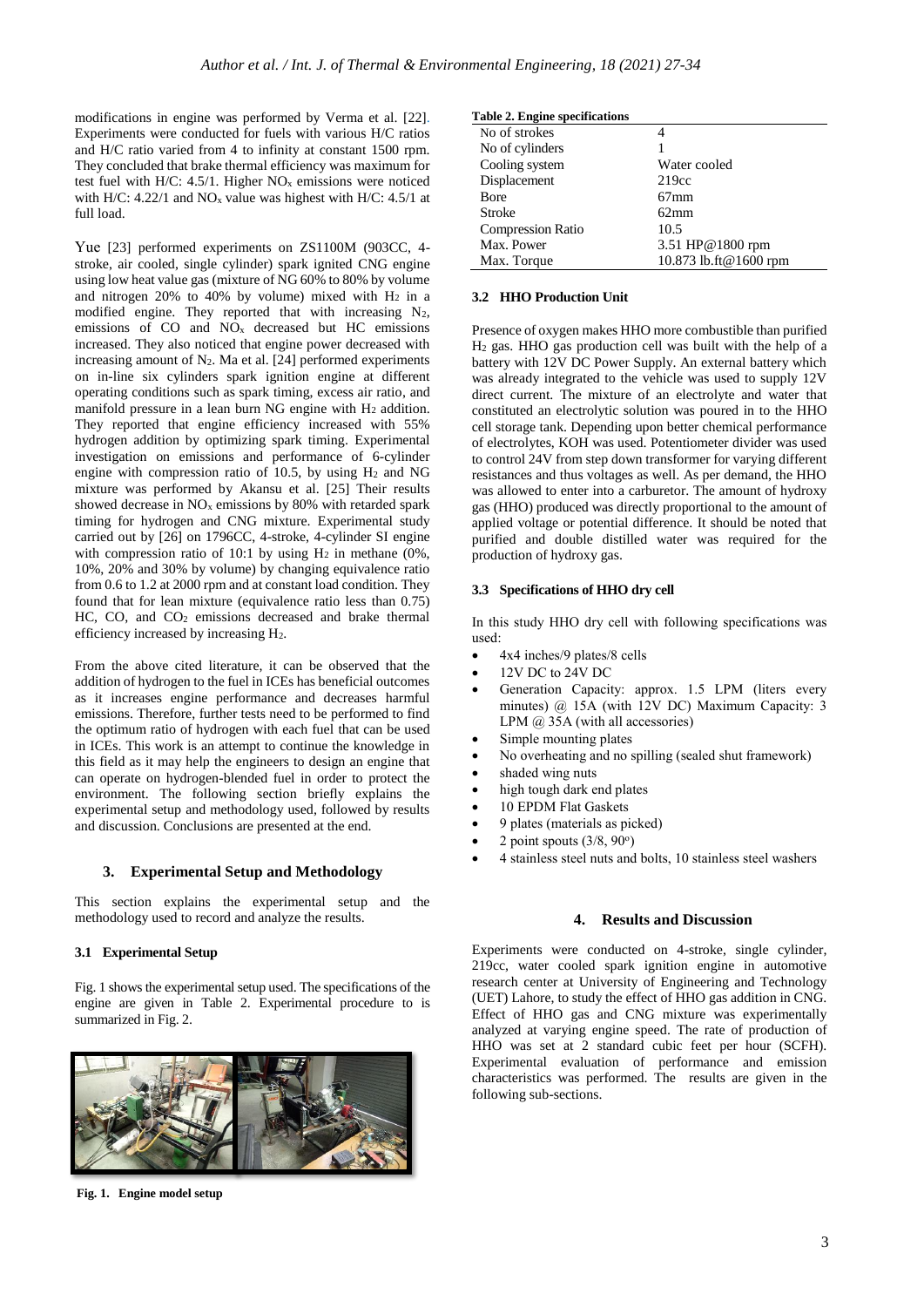modifications in engine was performed by Verma et al. [22]. Experiments were conducted for fuels with various H/C ratios and H/C ratio varied from 4 to infinity at constant 1500 rpm. They concluded that brake thermal efficiency was maximum for test fuel with H/C: 4.5/1. Higher $NO_x$ emissions were noticed with H/C: 4.22/1 and $NO_x$ value was highest with H/C: 4.5/1 at full load.

Yue [23] performed experiments on ZS1100M (903CC, 4-stroke, air cooled, single cylinder) spark ignited CNG engine using low heat value gas (mixture of NG 60% to 80% by volume and nitrogen 20% to 40% by volume) mixed with $H_2$ in a modified engine. They reported that with increasing $N_2$, emissions of CO and $NO_x$ decreased but HC emissions increased. They also noticed that engine power decreased with increasing amount of $N_2$. Ma et al. [24] performed experiments on in-line six cylinders spark ignition engine at different operating conditions such as spark timing, excess air ratio, and manifold pressure in a lean burn NG engine with $H_2$ addition. They reported that engine efficiency increased with 55% hydrogen addition by optimizing spark timing. Experimental investigation on emissions and performance of 6-cylinder engine with compression ratio of 10.5, by using $H_2$ and NG mixture was performed by Akansu et al. [25] Their results showed decrease in $NO_x$ emissions by 80% with retarded spark timing for hydrogen and CNG mixture. Experimental study carried out by [26] on 1796CC, 4-stroke, 4-cylinder SI engine with compression ratio of 10:1 by using $H_2$ in methane (0%, 10%, 20% and 30% by volume) by changing equivalence ratio from 0.6 to 1.2 at 2000 rpm and at constant load condition. They found that for lean mixture (equivalence ratio less than 0.75) HC, CO, and $CO_2$ emissions decreased and brake thermal efficiency increased by increasing $H_2$.

From the above cited literature, it can be observed that the addition of hydrogen to the fuel in ICEs has beneficial outcomes as it increases engine performance and decreases harmful emissions. Therefore, further tests need to be performed to find the optimum ratio of hydrogen with each fuel that can be used in ICEs. This work is an attempt to continue the knowledge in this field as it may help the engineers to design an engine that can operate on hydrogen-blended fuel in order to protect the environment. The following section briefly explains the experimental setup and methodology used, followed by results and discussion. Conclusions are presented at the end.

## 3. Experimental Setup and Methodology

This section explains the experimental setup and the methodology used to record and analyze the results.

### 3.1 Experimental Setup

Fig. 1 shows the experimental setup used. The specifications of the engine are given in Table 2. Experimental procedure to is summarized in Fig. 2.

**Fig. 1. Engine model setup**

**Table 2. Engine specifications**

| | |
|---|---|
| No of strokes | 4 |
| No of cylinders | 1 |
| Cooling system | Water cooled |
| Displacement | 219cc |
| Bore | 67mm |
| Stroke | 62mm |
| Compression Ratio | 10.5 |
| Max. Power | 3.51 HP@1800 rpm |
| Max. Torque | 10.873 lb.ft@1600 rpm |

### 3.2 HHO Production Unit

Presence of oxygen makes HHO more combustible than purified $H_2$ gas. HHO gas production cell was built with the help of a battery with 12V DC Power Supply. An external battery which was already integrated to the vehicle was used to supply 12V direct current. The mixture of an electrolyte and water that constituted an electrolytic solution was poured in to the HHO cell storage tank. Depending upon better chemical performance of electrolytes, KOH was used. Potentiometer divider was used to control 24V from step down transformer for varying different resistances and thus voltages as well. As per demand, the HHO was allowed to enter into a carburetor. The amount of hydroxy gas (HHO) produced was directly proportional to the amount of applied voltage or potential difference. It should be noted that purified and double distilled water was required for the production of hydroxy gas.

### 3.3 Specifications of HHO dry cell

In this study HHO dry cell with following specifications was used:

- 4x4 inches/9 plates/8 cells
- 12V DC to 24V DC
- Generation Capacity: approx. 1.5 LPM (liters every minutes) @ 15A (with 12V DC) Maximum Capacity: 3 LPM @ 35A (with all accessories)
- Simple mounting plates
- No overheating and no spilling (sealed shut framework)
- shaded wing nuts
- high tough dark end plates
- 10 EPDM Flat Gaskets
- 9 plates (materials as picked)
- 2 point spouts (3/8, 90°)
- 4 stainless steel nuts and bolts, 10 stainless steel washers

## 4. Results and Discussion

Experiments were conducted on 4-stroke, single cylinder, 219cc, water cooled spark ignition engine in automotive research center at University of Engineering and Technology (UET) Lahore, to study the effect of HHO gas addition in CNG. Effect of HHO gas and CNG mixture was experimentally analyzed at varying engine speed. The rate of production of HHO was set at 2 standard cubic feet per hour (SCFH). Experimental evaluation of performance and emission characteristics was performed. The results are given in the following sub-sections.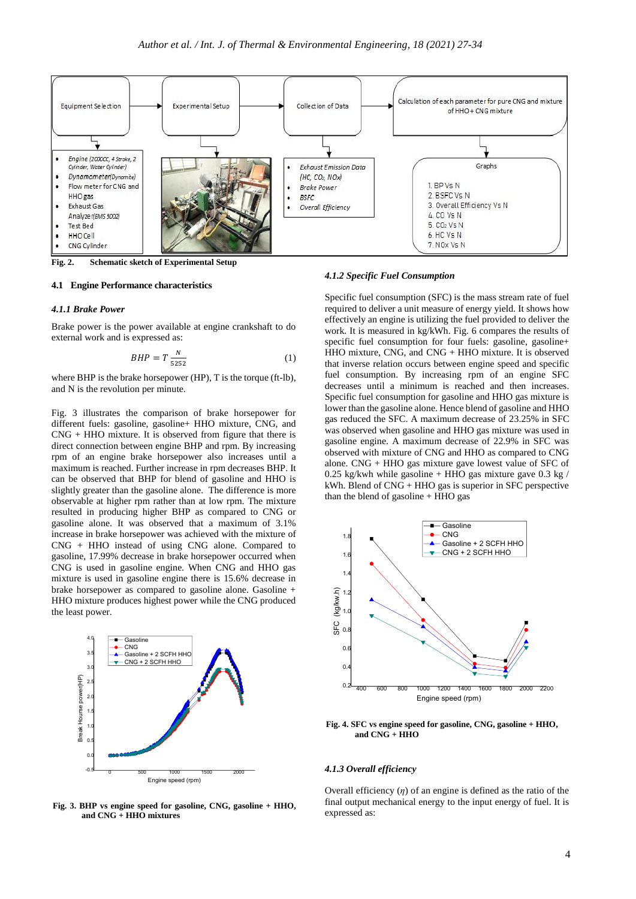Fig. 2. Schematic sketch of Experimental Setup

### 4.1 Engine Performance characteristics

#### *4.1.1 Brake Power*

Brake power is the power available at engine crankshaft to do external work and is expressed as:

$$BHP = T\frac{N}{5252} \quad (1)$$

where BHP is the brake horsepower (HP), T is the torque (ft-lb), and N is the revolution per minute.

Fig. 3 illustrates the comparison of brake horsepower for different fuels: gasoline, gasoline+ HHO mixture, CNG, and CNG + HHO mixture. It is observed from figure that there is direct connection between engine BHP and rpm. By increasing rpm of an engine brake horsepower also increases until a maximum is reached. Further increase in rpm decreases BHP. It can be observed that BHP for blend of gasoline and HHO is slightly greater than the gasoline alone. The difference is more observable at higher rpm rather than at low rpm. The mixture resulted in producing higher BHP as compared to CNG or gasoline alone. It was observed that a maximum of 3.1% increase in brake horsepower was achieved with the mixture of CNG + HHO instead of using CNG alone. Compared to gasoline, 17.99% decrease in brake horsepower occurred when CNG is used in gasoline engine. When CNG and HHO gas mixture is used in gasoline engine there is 15.6% decrease in brake horsepower as compared to gasoline alone. Gasoline + HHO mixture produces highest power while the CNG produced the least power.

Fig. 3. BHP vs engine speed for gasoline, CNG, gasoline + HHO, and CNG + HHO mixtures

#### *4.1.2 Specific Fuel Consumption*

Specific fuel consumption (SFC) is the mass stream rate of fuel required to deliver a unit measure of energy yield. It shows how effectively an engine is utilizing the fuel provided to deliver the work. It is measured in kg/kWh. Fig. 6 compares the results of specific fuel consumption for four fuels: gasoline, gasoline+ HHO mixture, CNG, and CNG + HHO mixture. It is observed that inverse relation occurs between engine speed and specific fuel consumption. By increasing rpm of an engine SFC decreases until a minimum is reached and then increases. Specific fuel consumption for gasoline and HHO gas mixture is lower than the gasoline alone. Hence blend of gasoline and HHO gas reduced the SFC. A maximum decrease of 23.25% in SFC was observed when gasoline and HHO gas mixture was used in gasoline engine. A maximum decrease of 22.9% in SFC was observed with mixture of CNG and HHO as compared to CNG alone. CNG + HHO gas mixture gave lowest value of SFC of 0.25 kg/kwh while gasoline + HHO gas mixture gave 0.3 kg / kWh. Blend of CNG + HHO gas is superior in SFC perspective than the blend of gasoline + HHO gas

Fig. 4. SFC vs engine speed for gasoline, CNG, gasoline + HHO, and CNG + HHO

#### *4.1.3 Overall efficiency*

Overall efficiency ($\eta$) of an engine is defined as the ratio of the final output mechanical energy to the input energy of fuel. It is expressed as: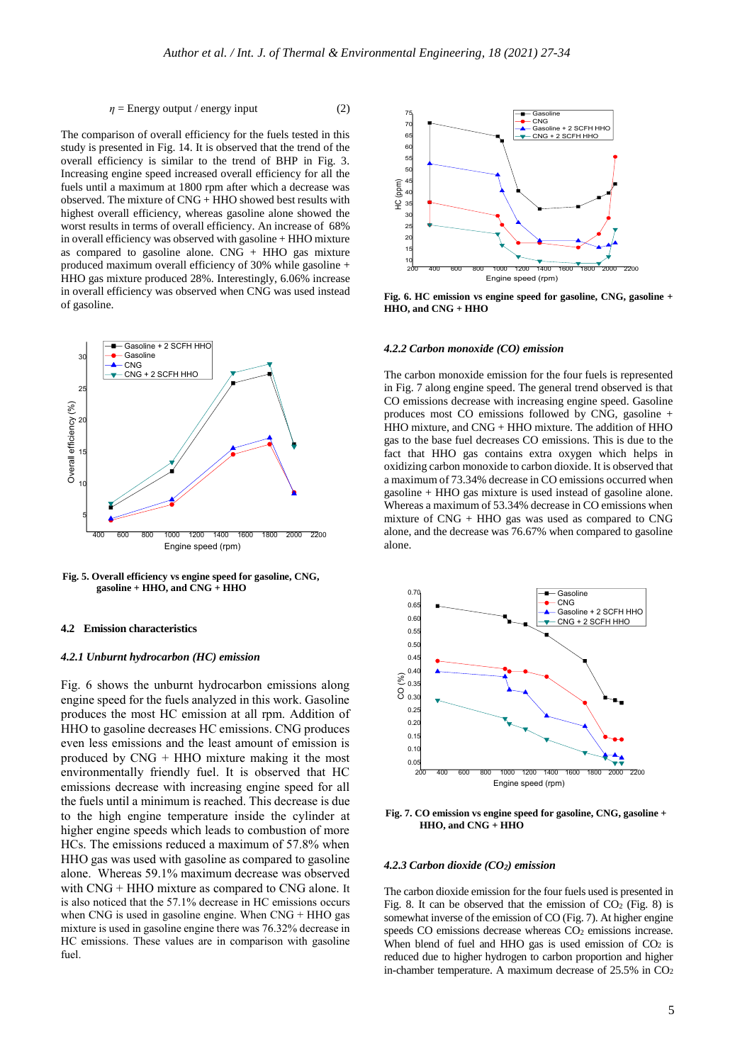$$\eta = \text{Energy output / energy input} \quad (2)$$

The comparison of overall efficiency for the fuels tested in this study is presented in Fig. 14. It is observed that the trend of the overall efficiency is similar to the trend of BHP in Fig. 3. Increasing engine speed increased overall efficiency for all the fuels until a maximum at 1800 rpm after which a decrease was observed. The mixture of CNG + HHO showed best results with highest overall efficiency, whereas gasoline alone showed the worst results in terms of overall efficiency. An increase of 68% in overall efficiency was observed with gasoline + HHO mixture as compared to gasoline alone. CNG + HHO gas mixture produced maximum overall efficiency of 30% while gasoline + HHO gas mixture produced 28%. Interestingly, 6.06% increase in overall efficiency was observed when CNG was used instead of gasoline.

**Fig. 5. Overall efficiency vs engine speed for gasoline, CNG, gasoline + HHO, and CNG + HHO**

### 4.2 Emission characteristics

#### *4.2.1 Unburnt hydrocarbon (HC) emission*

Fig. 6 shows the unburnt hydrocarbon emissions along engine speed for the fuels analyzed in this work. Gasoline produces the most HC emission at all rpm. Addition of HHO to gasoline decreases HC emissions. CNG produces even less emissions and the least amount of emission is produced by CNG + HHO mixture making it the most environmentally friendly fuel. It is observed that HC emissions decrease with increasing engine speed for all the fuels until a minimum is reached. This decrease is due to the high engine temperature inside the cylinder at higher engine speeds which leads to combustion of more HCs. The emissions reduced a maximum of 57.8% when HHO gas was used with gasoline as compared to gasoline alone. Whereas 59.1% maximum decrease was observed with CNG + HHO mixture as compared to CNG alone. It is also noticed that the 57.1% decrease in HC emissions occurs when CNG is used in gasoline engine. When CNG + HHO gas mixture is used in gasoline engine there was 76.32% decrease in HC emissions. These values are in comparison with gasoline fuel.

**Fig. 6. HC emission vs engine speed for gasoline, CNG, gasoline + HHO, and CNG + HHO**

#### *4.2.2 Carbon monoxide (CO) emission*

The carbon monoxide emission for the four fuels is represented in Fig. 7 along engine speed. The general trend observed is that CO emissions decrease with increasing engine speed. Gasoline produces most CO emissions followed by CNG, gasoline + HHO mixture, and CNG + HHO mixture. The addition of HHO gas to the base fuel decreases CO emissions. This is due to the fact that HHO gas contains extra oxygen which helps in oxidizing carbon monoxide to carbon dioxide. It is observed that a maximum of 73.34% decrease in CO emissions occurred when gasoline + HHO gas mixture is used instead of gasoline alone. Whereas a maximum of 53.34% decrease in CO emissions when mixture of CNG + HHO gas was used as compared to CNG alone, and the decrease was 76.67% when compared to gasoline alone.

**Fig. 7. CO emission vs engine speed for gasoline, CNG, gasoline + HHO, and CNG + HHO**

#### *4.2.3 Carbon dioxide ($CO_2$) emission*

The carbon dioxide emission for the four fuels used is presented in Fig. 8. It can be observed that the emission of $CO_2$ (Fig. 8) is somewhat inverse of the emission of CO (Fig. 7). At higher engine speeds CO emissions decrease whereas $CO_2$ emissions increase. When blend of fuel and HHO gas is used emission of $CO_2$ is reduced due to higher hydrogen to carbon proportion and higher in-chamber temperature. A maximum decrease of 25.5% in $CO_2$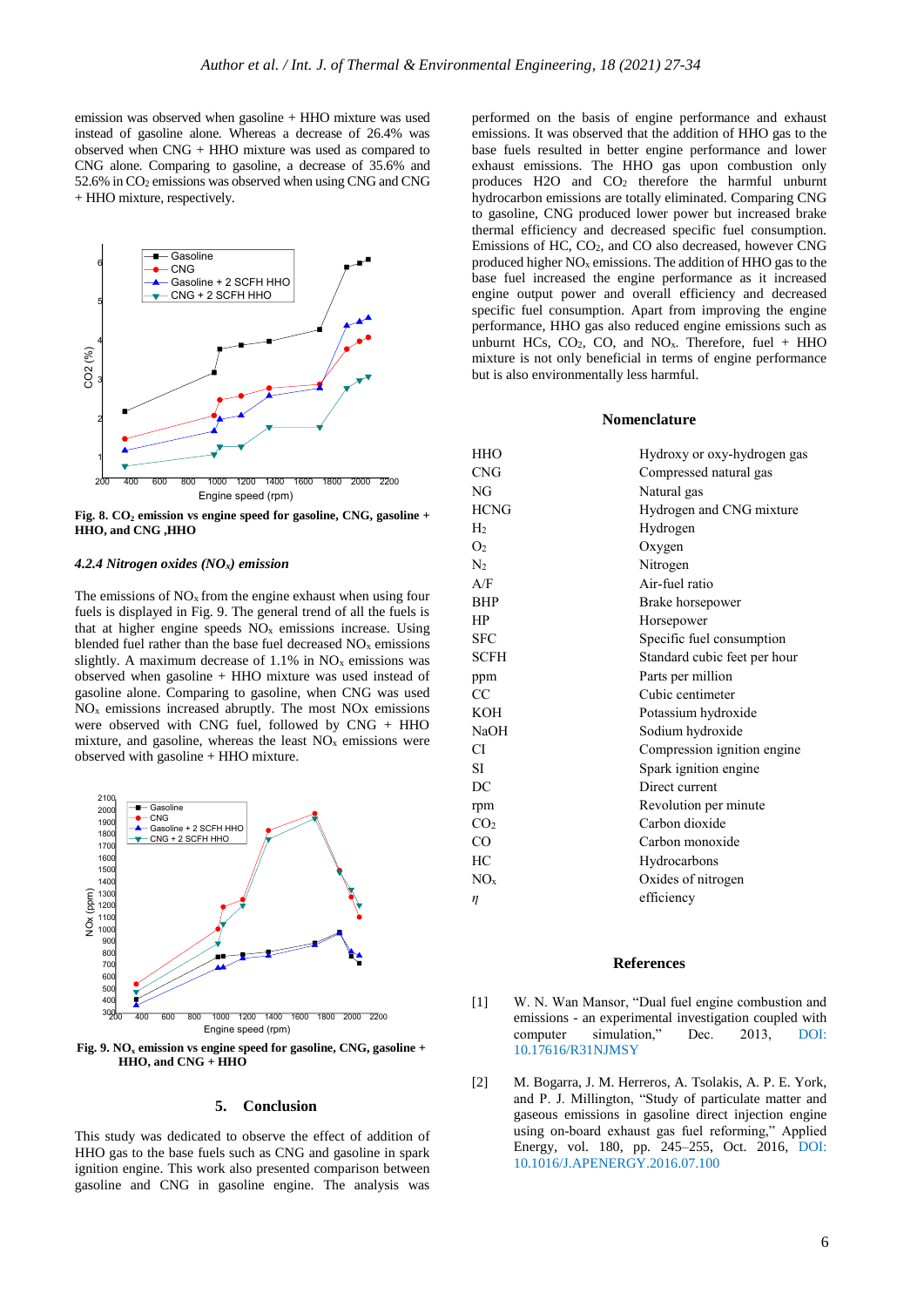emission was observed when gasoline + HHO mixture was used instead of gasoline alone. Whereas a decrease of 26.4% was observed when CNG + HHO mixture was used as compared to CNG alone. Comparing to gasoline, a decrease of 35.6% and 52.6% in $CO_2$ emissions was observed when using CNG and CNG + HHO mixture, respectively.

**Fig. 8. $CO_2$ emission vs engine speed for gasoline, CNG, gasoline + HHO, and CNG ,HHO**

#### *4.2.4 Nitrogen oxides ($NO_x$) emission*

The emissions of $NO_x$ from the engine exhaust when using four fuels is displayed in Fig. 9. The general trend of all the fuels is that at higher engine speeds $NO_x$ emissions increase. Using blended fuel rather than the base fuel decreased $NO_x$ emissions slightly. A maximum decrease of 1.1% in $NO_x$ emissions was observed when gasoline + HHO mixture was used instead of gasoline alone. Comparing to gasoline, when CNG was used $NO_x$ emissions increased abruptly. The most NOx emissions were observed with CNG fuel, followed by CNG + HHO mixture, and gasoline, whereas the least $NO_x$ emissions were observed with gasoline + HHO mixture.

**Fig. 9. $NO_x$ emission vs engine speed for gasoline, CNG, gasoline + HHO, and CNG + HHO**

## 5. Conclusion

This study was dedicated to observe the effect of addition of HHO gas to the base fuels such as CNG and gasoline in spark ignition engine. This work also presented comparison between gasoline and CNG in gasoline engine. The analysis was performed on the basis of engine performance and exhaust emissions. It was observed that the addition of HHO gas to the base fuels resulted in better engine performance and lower exhaust emissions. The HHO gas upon combustion only produces H2O and $CO_2$ therefore the harmful unburnt hydrocarbon emissions are totally eliminated. Comparing CNG to gasoline, CNG produced lower power but increased brake thermal efficiency and decreased specific fuel consumption. Emissions of HC, $CO_2$, and CO also decreased, however CNG produced higher $NO_x$ emissions. The addition of HHO gas to the base fuel increased the engine performance as it increased engine output power and overall efficiency and decreased specific fuel consumption. Apart from improving the engine performance, HHO gas also reduced engine emissions such as unburnt HCs, $CO_2$, CO, and $NO_x$. Therefore, fuel + HHO mixture is not only beneficial in terms of engine performance but is also environmentally less harmful.

## Nomenclature

| | |
|---|---|
| HHO | Hydroxy or oxy-hydrogen gas |
| CNG | Compressed natural gas |
| NG | Natural gas |
| HCNG | Hydrogen and CNG mixture |
| $H_2$ | Hydrogen |
| $O_2$ | Oxygen |
| $N_2$ | Nitrogen |
| A/F | Air-fuel ratio |
| BHP | Brake horsepower |
| HP | Horsepower |
| SFC | Specific fuel consumption |
| SCFH | Standard cubic feet per hour |
| ppm | Parts per million |
| CC | Cubic centimeter |
| KOH | Potassium hydroxide |
| NaOH | Sodium hydroxide |
| CI | Compression ignition engine |
| SI | Spark ignition engine |
| DC | Direct current |
| rpm | Revolution per minute |
| $CO_2$ | Carbon dioxide |
| CO | Carbon monoxide |
| HC | Hydrocarbons |
| $NO_x$ | Oxides of nitrogen |
| $\eta$ | efficiency |

## References

[1] W. N. Wan Mansor, "Dual fuel engine combustion and emissions - an experimental investigation coupled with computer simulation," Dec. 2013, DOI: 10.17616/R31NJMSY

[2] M. Bogarra, J. M. Herreros, A. Tsolakis, A. P. E. York, and P. J. Millington, "Study of particulate matter and gaseous emissions in gasoline direct injection engine using on-board exhaust gas fuel reforming," Applied Energy, vol. 180, pp. 245–255, Oct. 2016, DOI: 10.1016/J.APENERGY.2016.07.100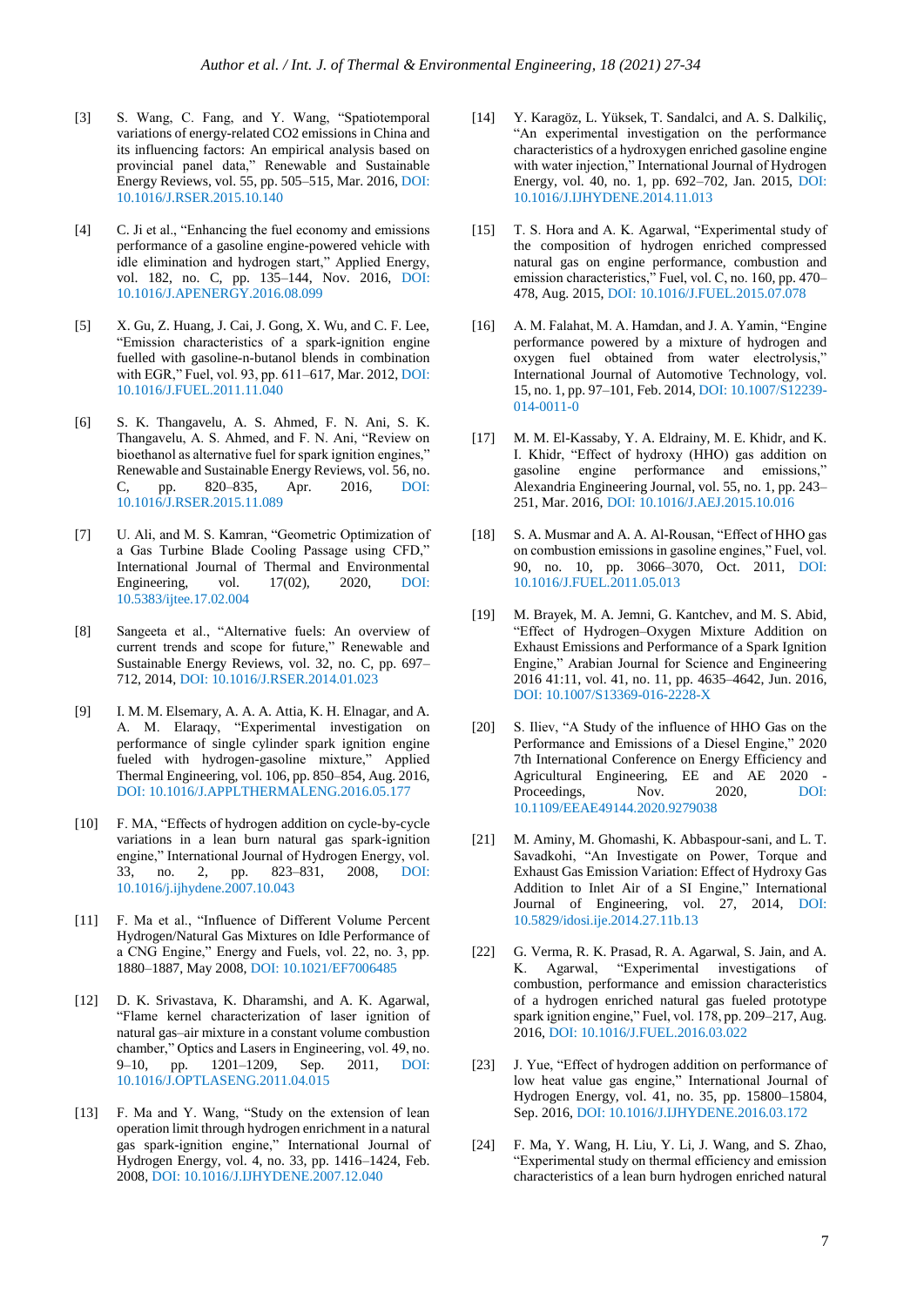[3] S. Wang, C. Fang, and Y. Wang, "Spatiotemporal variations of energy-related CO2 emissions in China and its influencing factors: An empirical analysis based on provincial panel data," Renewable and Sustainable Energy Reviews, vol. 55, pp. 505–515, Mar. 2016, DOI: 10.1016/J.RSER.2015.10.140

[4] C. Ji et al., "Enhancing the fuel economy and emissions performance of a gasoline engine-powered vehicle with idle elimination and hydrogen start," Applied Energy, vol. 182, no. C, pp. 135–144, Nov. 2016, DOI: 10.1016/J.APENERGY.2016.08.099

[5] X. Gu, Z. Huang, J. Cai, J. Gong, X. Wu, and C. F. Lee, "Emission characteristics of a spark-ignition engine fuelled with gasoline-n-butanol blends in combination with EGR," Fuel, vol. 93, pp. 611–617, Mar. 2012, DOI: 10.1016/J.FUEL.2011.11.040

[6] S. K. Thangavelu, A. S. Ahmed, F. N. Ani, S. K. Thangavelu, A. S. Ahmed, and F. N. Ani, "Review on bioethanol as alternative fuel for spark ignition engines," Renewable and Sustainable Energy Reviews, vol. 56, no. C, pp. 820–835, Apr. 2016, DOI: 10.1016/J.RSER.2015.11.089

[7] U. Ali, and M. S. Kamran, "Geometric Optimization of a Gas Turbine Blade Cooling Passage using CFD," International Journal of Thermal and Environmental Engineering, vol. 17(02), 2020, DOI: 10.5383/ijtee.17.02.004

[8] Sangeeta et al., "Alternative fuels: An overview of current trends and scope for future," Renewable and Sustainable Energy Reviews, vol. 32, no. C, pp. 697–712, 2014, DOI: 10.1016/J.RSER.2014.01.023

[9] I. M. M. Elsemary, A. A. A. Attia, K. H. Elnagar, and A. A. M. Elaraqy, "Experimental investigation on performance of single cylinder spark ignition engine fueled with hydrogen-gasoline mixture," Applied Thermal Engineering, vol. 106, pp. 850–854, Aug. 2016, DOI: 10.1016/J.APPLTHERMALENG.2016.05.177

[10] F. MA, "Effects of hydrogen addition on cycle-by-cycle variations in a lean burn natural gas spark-ignition engine," International Journal of Hydrogen Energy, vol. 33, no. 2, pp. 823–831, 2008, DOI: 10.1016/j.ijhydene.2007.10.043

[11] F. Ma et al., "Influence of Different Volume Percent Hydrogen/Natural Gas Mixtures on Idle Performance of a CNG Engine," Energy and Fuels, vol. 22, no. 3, pp. 1880–1887, May 2008, DOI: 10.1021/EF7006485

[12] D. K. Srivastava, K. Dharamshi, and A. K. Agarwal, "Flame kernel characterization of laser ignition of natural gas–air mixture in a constant volume combustion chamber," Optics and Lasers in Engineering, vol. 49, no. 9–10, pp. 1201–1209, Sep. 2011, DOI: 10.1016/J.OPTLASENG.2011.04.015

[13] F. Ma and Y. Wang, "Study on the extension of lean operation limit through hydrogen enrichment in a natural gas spark-ignition engine," International Journal of Hydrogen Energy, vol. 4, no. 33, pp. 1416–1424, Feb. 2008, DOI: 10.1016/J.IJHYDENE.2007.12.040

[14] Y. Karagöz, L. Yüksek, T. Sandalci, and A. S. Dalkiliç, "An experimental investigation on the performance characteristics of a hydroxygen enriched gasoline engine with water injection," International Journal of Hydrogen Energy, vol. 40, no. 1, pp. 692–702, Jan. 2015, DOI: 10.1016/J.IJHYDENE.2014.11.013

[15] T. S. Hora and A. K. Agarwal, "Experimental study of the composition of hydrogen enriched compressed natural gas on engine performance, combustion and emission characteristics," Fuel, vol. C, no. 160, pp. 470–478, Aug. 2015, DOI: 10.1016/J.FUEL.2015.07.078

[16] A. M. Falahat, M. A. Hamdan, and J. A. Yamin, "Engine performance powered by a mixture of hydrogen and oxygen fuel obtained from water electrolysis," International Journal of Automotive Technology, vol. 15, no. 1, pp. 97–101, Feb. 2014, DOI: 10.1007/S12239-014-0011-0

[17] M. M. El-Kassaby, Y. A. Eldrainy, M. E. Khidr, and K. I. Khidr, "Effect of hydroxy (HHO) gas addition on gasoline engine performance and emissions," Alexandria Engineering Journal, vol. 55, no. 1, pp. 243–251, Mar. 2016, DOI: 10.1016/J.AEJ.2015.10.016

[18] S. A. Musmar and A. A. Al-Rousan, "Effect of HHO gas on combustion emissions in gasoline engines," Fuel, vol. 90, no. 10, pp. 3066–3070, Oct. 2011, DOI: 10.1016/J.FUEL.2011.05.013

[19] M. Brayek, M. A. Jemni, G. Kantchev, and M. S. Abid, "Effect of Hydrogen–Oxygen Mixture Addition on Exhaust Emissions and Performance of a Spark Ignition Engine," Arabian Journal for Science and Engineering 2016 41:11, vol. 41, no. 11, pp. 4635–4642, Jun. 2016, DOI: 10.1007/S13369-016-2228-X

[20] S. Iliev, "A Study of the influence of HHO Gas on the Performance and Emissions of a Diesel Engine," 2020 7th International Conference on Energy Efficiency and Agricultural Engineering, EE and AE 2020 - Proceedings, Nov. 2020, DOI: 10.1109/EEAE49144.2020.9279038

[21] M. Aminy, M. Ghomashi, K. Abbaspour-sani, and L. T. Savadkohi, "An Investigate on Power, Torque and Exhaust Gas Emission Variation: Effect of Hydroxy Gas Addition to Inlet Air of a SI Engine," International Journal of Engineering, vol. 27, 2014, DOI: 10.5829/idosi.ije.2014.27.11b.13

[22] G. Verma, R. K. Prasad, R. A. Agarwal, S. Jain, and A. K. Agarwal, "Experimental investigations of combustion, performance and emission characteristics of a hydrogen enriched natural gas fueled prototype spark ignition engine," Fuel, vol. 178, pp. 209–217, Aug. 2016, DOI: 10.1016/J.FUEL.2016.03.022

[23] J. Yue, "Effect of hydrogen addition on performance of low heat value gas engine," International Journal of Hydrogen Energy, vol. 41, no. 35, pp. 15800–15804, Sep. 2016, DOI: 10.1016/J.IJHYDENE.2016.03.172

[24] F. Ma, Y. Wang, H. Liu, Y. Li, J. Wang, and S. Zhao, "Experimental study on thermal efficiency and emission characteristics of a lean burn hydrogen enriched natural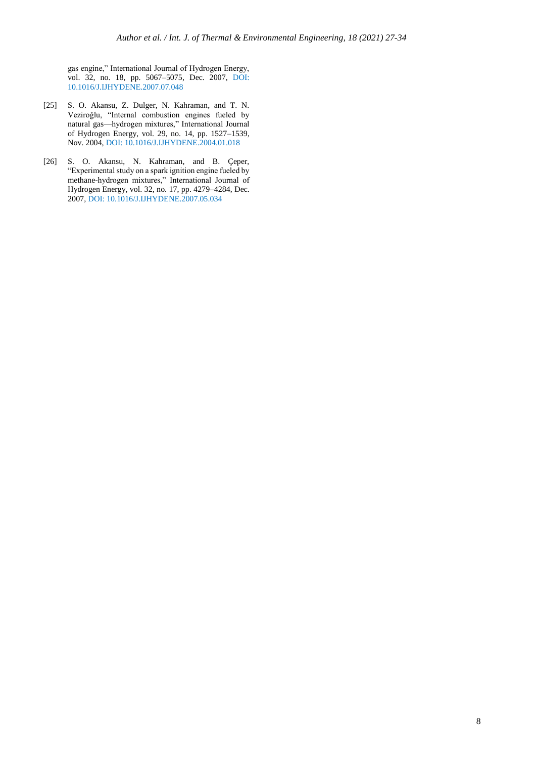gas engine," International Journal of Hydrogen Energy, vol. 32, no. 18, pp. 5067–5075, Dec. 2007, DOI: 10.1016/J.IJHYDENE.2007.07.048

[25] S. O. Akansu, Z. Dulger, N. Kahraman, and T. N. Veziroğlu, "Internal combustion engines fueled by natural gas—hydrogen mixtures," International Journal of Hydrogen Energy, vol. 29, no. 14, pp. 1527–1539, Nov. 2004, DOI: 10.1016/J.IJHYDENE.2004.01.018

[26] S. O. Akansu, N. Kahraman, and B. Çeper, "Experimental study on a spark ignition engine fueled by methane-hydrogen mixtures," International Journal of Hydrogen Energy, vol. 32, no. 17, pp. 4279–4284, Dec. 2007, DOI: 10.1016/J.IJHYDENE.2007.05.034